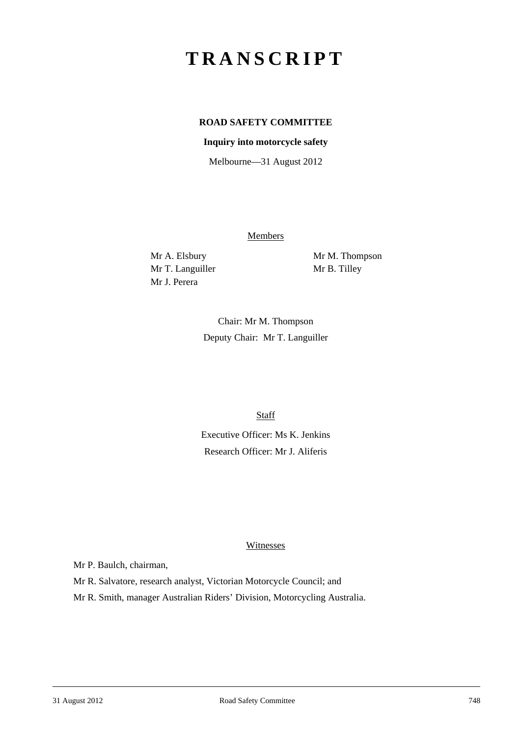# TRANSCRIPT

**ROAD SAFETY COMMITTEE**

**Inquiry into motorcycle safety**

Melbourne—31 August 2012

Members

Mr A. Elsbury

Mr T. Languiller

Mr J. Perera

Mr M. Thompson

Mr B. Tilley

Chair: Mr M. Thompson

Deputy Chair: Mr T. Languiller

Staff

Executive Officer: Ms K. Jenkins

Research Officer: Mr J. Aliferis

Witnesses

Mr P. Baulch, chairman,

Mr R. Salvatore, research analyst, Victorian Motorcycle Council; and

Mr R. Smith, manager Australian Riders' Division, Motorcycling Australia.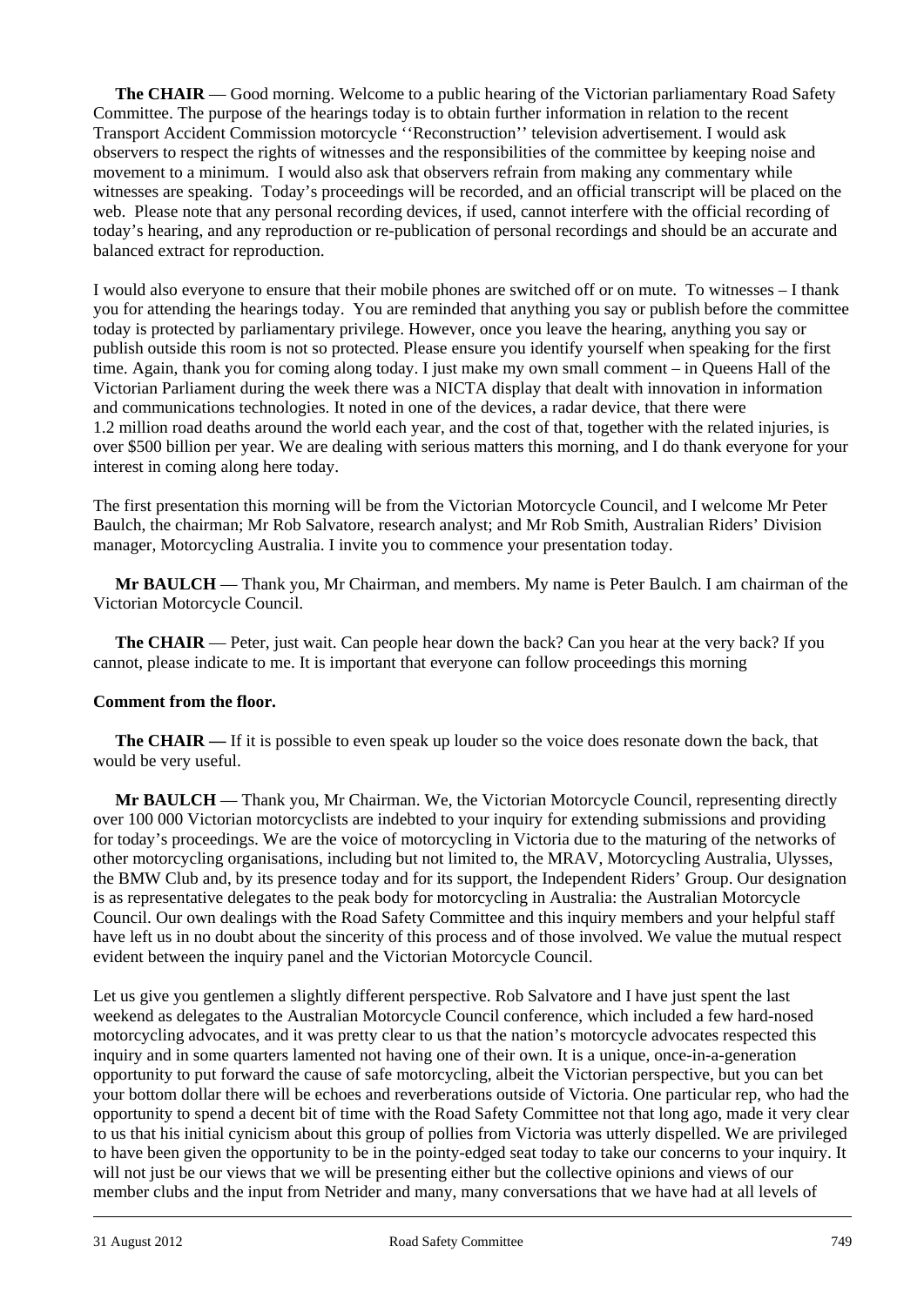**The CHAIR** — Good morning. Welcome to a public hearing of the Victorian parliamentary Road Safety Committee. The purpose of the hearings today is to obtain further information in relation to the recent Transport Accident Commission motorcycle ''Reconstruction'' television advertisement. I would ask observers to respect the rights of witnesses and the responsibilities of the committee by keeping noise and movement to a minimum. I would also ask that observers refrain from making any commentary while witnesses are speaking. Today's proceedings will be recorded, and an official transcript will be placed on the web. Please note that any personal recording devices, if used, cannot interfere with the official recording of today's hearing, and any reproduction or re-publication of personal recordings and should be an accurate and balanced extract for reproduction.

I would also everyone to ensure that their mobile phones are switched off or on mute. To witnesses – I thank you for attending the hearings today. You are reminded that anything you say or publish before the committee today is protected by parliamentary privilege. However, once you leave the hearing, anything you say or publish outside this room is not so protected. Please ensure you identify yourself when speaking for the first time. Again, thank you for coming along today. I just make my own small comment – in Queens Hall of the Victorian Parliament during the week there was a NICTA display that dealt with innovation in information and communications technologies. It noted in one of the devices, a radar device, that there were 1.2 million road deaths around the world each year, and the cost of that, together with the related injuries, is over $500 billion per year. We are dealing with serious matters this morning, and I do thank everyone for your interest in coming along here today.

The first presentation this morning will be from the Victorian Motorcycle Council, and I welcome Mr Peter Baulch, the chairman; Mr Rob Salvatore, research analyst; and Mr Rob Smith, Australian Riders' Division manager, Motorcycling Australia. I invite you to commence your presentation today.

**Mr BAULCH** — Thank you, Mr Chairman, and members. My name is Peter Baulch. I am chairman of the Victorian Motorcycle Council.

**The CHAIR** — Peter, just wait. Can people hear down the back? Can you hear at the very back? If you cannot, please indicate to me. It is important that everyone can follow proceedings this morning

**Comment from the floor.**

**The CHAIR —** If it is possible to even speak up louder so the voice does resonate down the back, that would be very useful.

**Mr BAULCH** — Thank you, Mr Chairman. We, the Victorian Motorcycle Council, representing directly over 100 000 Victorian motorcyclists are indebted to your inquiry for extending submissions and providing for today's proceedings. We are the voice of motorcycling in Victoria due to the maturing of the networks of other motorcycling organisations, including but not limited to, the MRAV, Motorcycling Australia, Ulysses, the BMW Club and, by its presence today and for its support, the Independent Riders' Group. Our designation is as representative delegates to the peak body for motorcycling in Australia: the Australian Motorcycle Council. Our own dealings with the Road Safety Committee and this inquiry members and your helpful staff have left us in no doubt about the sincerity of this process and of those involved. We value the mutual respect evident between the inquiry panel and the Victorian Motorcycle Council.

Let us give you gentlemen a slightly different perspective. Rob Salvatore and I have just spent the last weekend as delegates to the Australian Motorcycle Council conference, which included a few hard-nosed motorcycling advocates, and it was pretty clear to us that the nation's motorcycle advocates respected this inquiry and in some quarters lamented not having one of their own. It is a unique, once-in-a-generation opportunity to put forward the cause of safe motorcycling, albeit the Victorian perspective, but you can bet your bottom dollar there will be echoes and reverberations outside of Victoria. One particular rep, who had the opportunity to spend a decent bit of time with the Road Safety Committee not that long ago, made it very clear to us that his initial cynicism about this group of pollies from Victoria was utterly dispelled. We are privileged to have been given the opportunity to be in the pointy-edged seat today to take our concerns to your inquiry. It will not just be our views that we will be presenting either but the collective opinions and views of our member clubs and the input from Netrider and many, many conversations that we have had at all levels of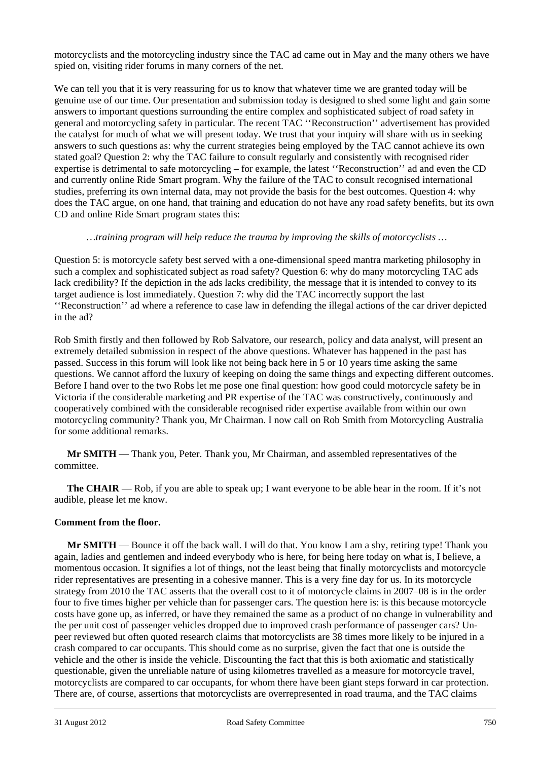motorcyclists and the motorcycling industry since the TAC ad came out in May and the many others we have spied on, visiting rider forums in many corners of the net.

We can tell you that it is very reassuring for us to know that whatever time we are granted today will be genuine use of our time. Our presentation and submission today is designed to shed some light and gain some answers to important questions surrounding the entire complex and sophisticated subject of road safety in general and motorcycling safety in particular. The recent TAC ''Reconstruction'' advertisement has provided the catalyst for much of what we will present today. We trust that your inquiry will share with us in seeking answers to such questions as: why the current strategies being employed by the TAC cannot achieve its own stated goal? Question 2: why the TAC failure to consult regularly and consistently with recognised rider expertise is detrimental to safe motorcycling – for example, the latest ''Reconstruction'' ad and even the CD and currently online Ride Smart program. Why the failure of the TAC to consult recognised international studies, preferring its own internal data, may not provide the basis for the best outcomes. Question 4: why does the TAC argue, on one hand, that training and education do not have any road safety benefits, but its own CD and online Ride Smart program states this:

> *…training program will help reduce the trauma by improving the skills of motorcyclists …*

Question 5: is motorcycle safety best served with a one-dimensional speed mantra marketing philosophy in such a complex and sophisticated subject as road safety? Question 6: why do many motorcycling TAC ads lack credibility? If the depiction in the ads lacks credibility, the message that it is intended to convey to its target audience is lost immediately. Question 7: why did the TAC incorrectly support the last ''Reconstruction'' ad where a reference to case law in defending the illegal actions of the car driver depicted in the ad?

Rob Smith firstly and then followed by Rob Salvatore, our research, policy and data analyst, will present an extremely detailed submission in respect of the above questions. Whatever has happened in the past has passed. Success in this forum will look like not being back here in 5 or 10 years time asking the same questions. We cannot afford the luxury of keeping on doing the same things and expecting different outcomes. Before I hand over to the two Robs let me pose one final question: how good could motorcycle safety be in Victoria if the considerable marketing and PR expertise of the TAC was constructively, continuously and cooperatively combined with the considerable recognised rider expertise available from within our own motorcycling community? Thank you, Mr Chairman. I now call on Rob Smith from Motorcycling Australia for some additional remarks.

**Mr SMITH** — Thank you, Peter. Thank you, Mr Chairman, and assembled representatives of the committee.

**The CHAIR** — Rob, if you are able to speak up; I want everyone to be able hear in the room. If it's not audible, please let me know.

**Comment from the floor.**

**Mr SMITH** — Bounce it off the back wall. I will do that. You know I am a shy, retiring type! Thank you again, ladies and gentlemen and indeed everybody who is here, for being here today on what is, I believe, a momentous occasion. It signifies a lot of things, not the least being that finally motorcyclists and motorcycle rider representatives are presenting in a cohesive manner. This is a very fine day for us. In its motorcycle strategy from 2010 the TAC asserts that the overall cost to it of motorcycle claims in 2007–08 is in the order four to five times higher per vehicle than for passenger cars. The question here is: is this because motorcycle costs have gone up, as inferred, or have they remained the same as a product of no change in vulnerability and the per unit cost of passenger vehicles dropped due to improved crash performance of passenger cars? Un-peer reviewed but often quoted research claims that motorcyclists are 38 times more likely to be injured in a crash compared to car occupants. This should come as no surprise, given the fact that one is outside the vehicle and the other is inside the vehicle. Discounting the fact that this is both axiomatic and statistically questionable, given the unreliable nature of using kilometres travelled as a measure for motorcycle travel, motorcyclists are compared to car occupants, for whom there have been giant steps forward in car protection. There are, of course, assertions that motorcyclists are overrepresented in road trauma, and the TAC claims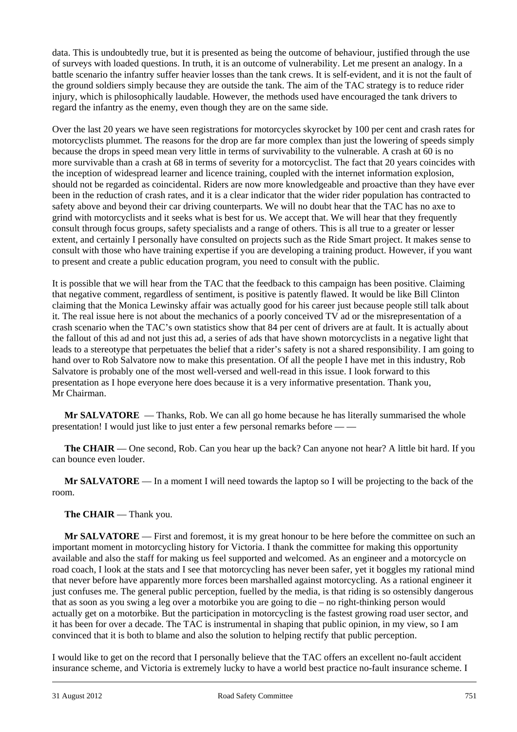data. This is undoubtedly true, but it is presented as being the outcome of behaviour, justified through the use of surveys with loaded questions. In truth, it is an outcome of vulnerability. Let me present an analogy. In a battle scenario the infantry suffer heavier losses than the tank crews. It is self-evident, and it is not the fault of the ground soldiers simply because they are outside the tank. The aim of the TAC strategy is to reduce rider injury, which is philosophically laudable. However, the methods used have encouraged the tank drivers to regard the infantry as the enemy, even though they are on the same side.

Over the last 20 years we have seen registrations for motorcycles skyrocket by 100 per cent and crash rates for motorcyclists plummet. The reasons for the drop are far more complex than just the lowering of speeds simply because the drops in speed mean very little in terms of survivability to the vulnerable. A crash at 60 is no more survivable than a crash at 68 in terms of severity for a motorcyclist. The fact that 20 years coincides with the inception of widespread learner and licence training, coupled with the internet information explosion, should not be regarded as coincidental. Riders are now more knowledgeable and proactive than they have ever been in the reduction of crash rates, and it is a clear indicator that the wider rider population has contracted to safety above and beyond their car driving counterparts. We will no doubt hear that the TAC has no axe to grind with motorcyclists and it seeks what is best for us. We accept that. We will hear that they frequently consult through focus groups, safety specialists and a range of others. This is all true to a greater or lesser extent, and certainly I personally have consulted on projects such as the Ride Smart project. It makes sense to consult with those who have training expertise if you are developing a training product. However, if you want to present and create a public education program, you need to consult with the public.

It is possible that we will hear from the TAC that the feedback to this campaign has been positive. Claiming that negative comment, regardless of sentiment, is positive is patently flawed. It would be like Bill Clinton claiming that the Monica Lewinsky affair was actually good for his career just because people still talk about it. The real issue here is not about the mechanics of a poorly conceived TV ad or the misrepresentation of a crash scenario when the TAC's own statistics show that 84 per cent of drivers are at fault. It is actually about the fallout of this ad and not just this ad, a series of ads that have shown motorcyclists in a negative light that leads to a stereotype that perpetuates the belief that a rider's safety is not a shared responsibility. I am going to hand over to Rob Salvatore now to make this presentation. Of all the people I have met in this industry, Rob Salvatore is probably one of the most well-versed and well-read in this issue. I look forward to this presentation as I hope everyone here does because it is a very informative presentation. Thank you, Mr Chairman.

**Mr SALVATORE** — Thanks, Rob. We can all go home because he has literally summarised the whole presentation! I would just like to just enter a few personal remarks before — —

**The CHAIR** — One second, Rob. Can you hear up the back? Can anyone not hear? A little bit hard. If you can bounce even louder.

**Mr SALVATORE** — In a moment I will need towards the laptop so I will be projecting to the back of the room.

**The CHAIR** — Thank you.

**Mr SALVATORE** — First and foremost, it is my great honour to be here before the committee on such an important moment in motorcycling history for Victoria. I thank the committee for making this opportunity available and also the staff for making us feel supported and welcomed. As an engineer and a motorcycle on road coach, I look at the stats and I see that motorcycling has never been safer, yet it boggles my rational mind that never before have apparently more forces been marshalled against motorcycling. As a rational engineer it just confuses me. The general public perception, fuelled by the media, is that riding is so ostensibly dangerous that as soon as you swing a leg over a motorbike you are going to die – no right-thinking person would actually get on a motorbike. But the participation in motorcycling is the fastest growing road user sector, and it has been for over a decade. The TAC is instrumental in shaping that public opinion, in my view, so I am convinced that it is both to blame and also the solution to helping rectify that public perception.

I would like to get on the record that I personally believe that the TAC offers an excellent no-fault accident insurance scheme, and Victoria is extremely lucky to have a world best practice no-fault insurance scheme. I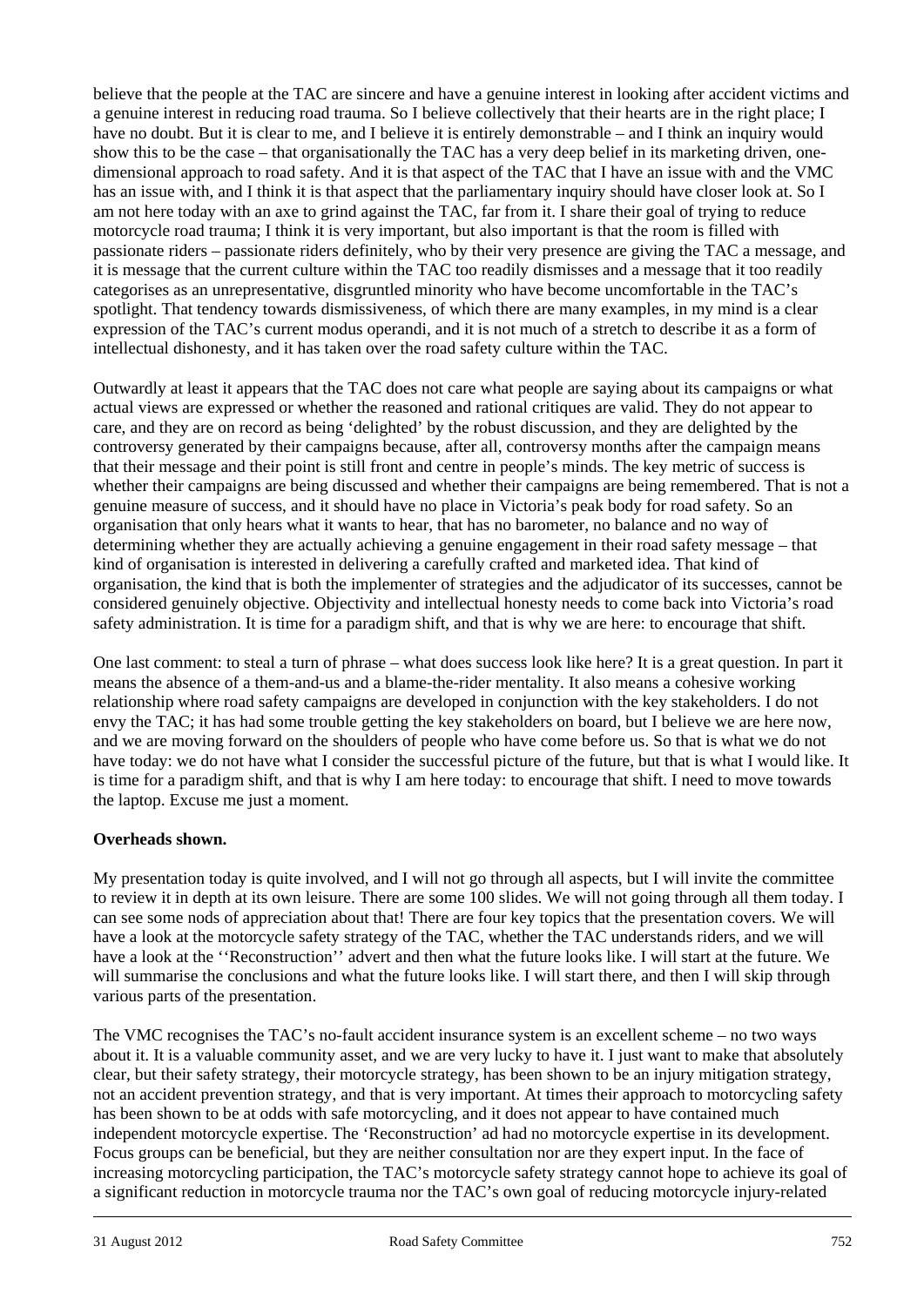believe that the people at the TAC are sincere and have a genuine interest in looking after accident victims and a genuine interest in reducing road trauma. So I believe collectively that their hearts are in the right place; I have no doubt. But it is clear to me, and I believe it is entirely demonstrable – and I think an inquiry would show this to be the case – that organisationally the TAC has a very deep belief in its marketing driven, one-dimensional approach to road safety. And it is that aspect of the TAC that I have an issue with and the VMC has an issue with, and I think it is that aspect that the parliamentary inquiry should have closer look at. So I am not here today with an axe to grind against the TAC, far from it. I share their goal of trying to reduce motorcycle road trauma; I think it is very important, but also important is that the room is filled with passionate riders – passionate riders definitely, who by their very presence are giving the TAC a message, and it is message that the current culture within the TAC too readily dismisses and a message that it too readily categorises as an unrepresentative, disgruntled minority who have become uncomfortable in the TAC's spotlight. That tendency towards dismissiveness, of which there are many examples, in my mind is a clear expression of the TAC's current modus operandi, and it is not much of a stretch to describe it as a form of intellectual dishonesty, and it has taken over the road safety culture within the TAC.

Outwardly at least it appears that the TAC does not care what people are saying about its campaigns or what actual views are expressed or whether the reasoned and rational critiques are valid. They do not appear to care, and they are on record as being 'delighted' by the robust discussion, and they are delighted by the controversy generated by their campaigns because, after all, controversy months after the campaign means that their message and their point is still front and centre in people's minds. The key metric of success is whether their campaigns are being discussed and whether their campaigns are being remembered. That is not a genuine measure of success, and it should have no place in Victoria's peak body for road safety. So an organisation that only hears what it wants to hear, that has no barometer, no balance and no way of determining whether they are actually achieving a genuine engagement in their road safety message – that kind of organisation is interested in delivering a carefully crafted and marketed idea. That kind of organisation, the kind that is both the implementer of strategies and the adjudicator of its successes, cannot be considered genuinely objective. Objectivity and intellectual honesty needs to come back into Victoria's road safety administration. It is time for a paradigm shift, and that is why we are here: to encourage that shift.

One last comment: to steal a turn of phrase – what does success look like here? It is a great question. In part it means the absence of a them-and-us and a blame-the-rider mentality. It also means a cohesive working relationship where road safety campaigns are developed in conjunction with the key stakeholders. I do not envy the TAC; it has had some trouble getting the key stakeholders on board, but I believe we are here now, and we are moving forward on the shoulders of people who have come before us. So that is what we do not have today: we do not have what I consider the successful picture of the future, but that is what I would like. It is time for a paradigm shift, and that is why I am here today: to encourage that shift. I need to move towards the laptop. Excuse me just a moment.

**Overheads shown.**

My presentation today is quite involved, and I will not go through all aspects, but I will invite the committee to review it in depth at its own leisure. There are some 100 slides. We will not going through all them today. I can see some nods of appreciation about that! There are four key topics that the presentation covers. We will have a look at the motorcycle safety strategy of the TAC, whether the TAC understands riders, and we will have a look at the ''Reconstruction'' advert and then what the future looks like. I will start at the future. We will summarise the conclusions and what the future looks like. I will start there, and then I will skip through various parts of the presentation.

The VMC recognises the TAC's no-fault accident insurance system is an excellent scheme – no two ways about it. It is a valuable community asset, and we are very lucky to have it. I just want to make that absolutely clear, but their safety strategy, their motorcycle strategy, has been shown to be an injury mitigation strategy, not an accident prevention strategy, and that is very important. At times their approach to motorcycling safety has been shown to be at odds with safe motorcycling, and it does not appear to have contained much independent motorcycle expertise. The 'Reconstruction' ad had no motorcycle expertise in its development. Focus groups can be beneficial, but they are neither consultation nor are they expert input. In the face of increasing motorcycling participation, the TAC's motorcycle safety strategy cannot hope to achieve its goal of a significant reduction in motorcycle trauma nor the TAC's own goal of reducing motorcycle injury-related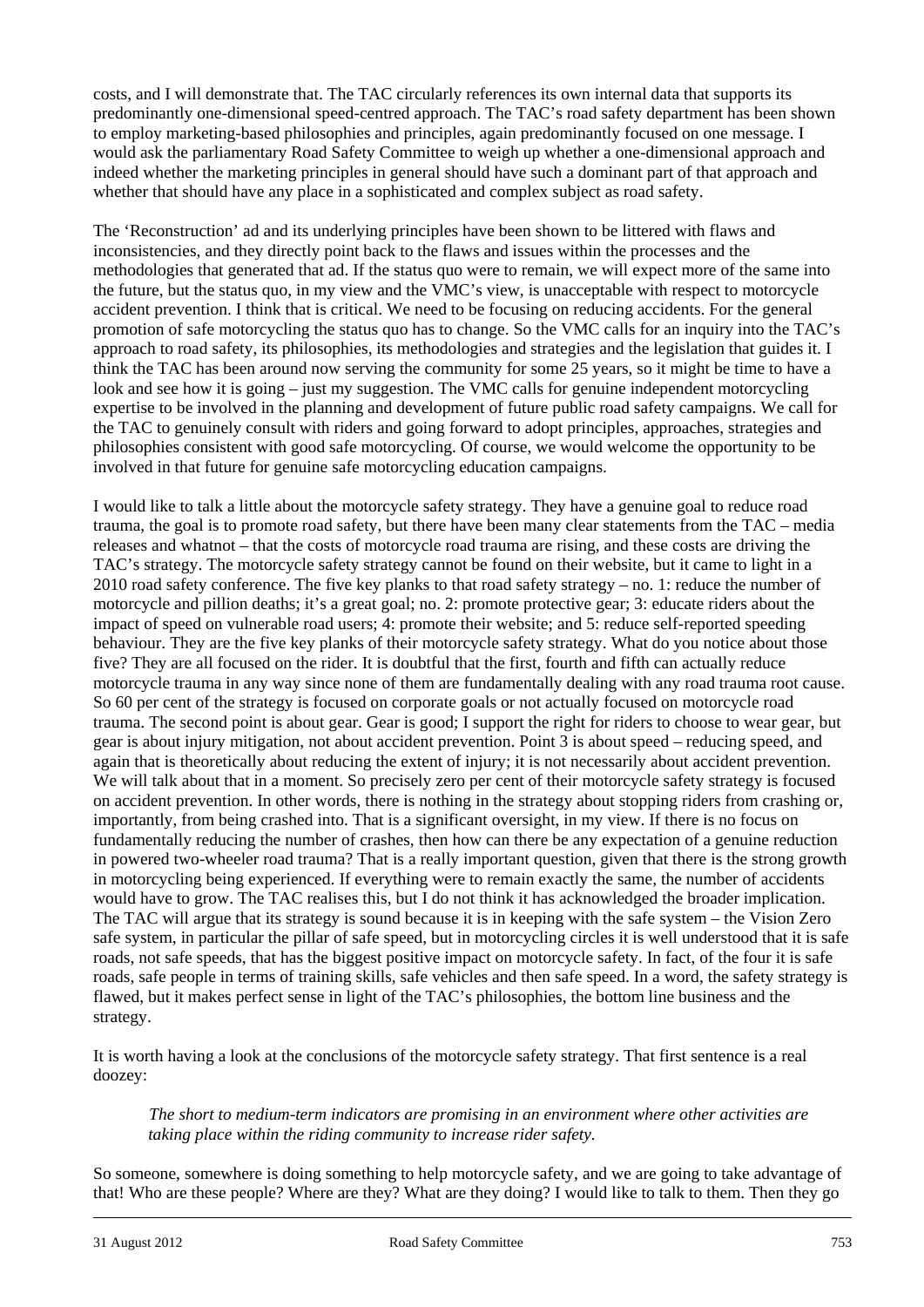costs, and I will demonstrate that. The TAC circularly references its own internal data that supports its predominantly one-dimensional speed-centred approach. The TAC's road safety department has been shown to employ marketing-based philosophies and principles, again predominantly focused on one message. I would ask the parliamentary Road Safety Committee to weigh up whether a one-dimensional approach and indeed whether the marketing principles in general should have such a dominant part of that approach and whether that should have any place in a sophisticated and complex subject as road safety.

The 'Reconstruction' ad and its underlying principles have been shown to be littered with flaws and inconsistencies, and they directly point back to the flaws and issues within the processes and the methodologies that generated that ad. If the status quo were to remain, we will expect more of the same into the future, but the status quo, in my view and the VMC's view, is unacceptable with respect to motorcycle accident prevention. I think that is critical. We need to be focusing on reducing accidents. For the general promotion of safe motorcycling the status quo has to change. So the VMC calls for an inquiry into the TAC's approach to road safety, its philosophies, its methodologies and strategies and the legislation that guides it. I think the TAC has been around now serving the community for some 25 years, so it might be time to have a look and see how it is going – just my suggestion. The VMC calls for genuine independent motorcycling expertise to be involved in the planning and development of future public road safety campaigns. We call for the TAC to genuinely consult with riders and going forward to adopt principles, approaches, strategies and philosophies consistent with good safe motorcycling. Of course, we would welcome the opportunity to be involved in that future for genuine safe motorcycling education campaigns.

I would like to talk a little about the motorcycle safety strategy. They have a genuine goal to reduce road trauma, the goal is to promote road safety, but there have been many clear statements from the TAC – media releases and whatnot – that the costs of motorcycle road trauma are rising, and these costs are driving the TAC's strategy. The motorcycle safety strategy cannot be found on their website, but it came to light in a 2010 road safety conference. The five key planks to that road safety strategy – no. 1: reduce the number of motorcycle and pillion deaths; it's a great goal; no. 2: promote protective gear; 3: educate riders about the impact of speed on vulnerable road users; 4: promote their website; and 5: reduce self-reported speeding behaviour. They are the five key planks of their motorcycle safety strategy. What do you notice about those five? They are all focused on the rider. It is doubtful that the first, fourth and fifth can actually reduce motorcycle trauma in any way since none of them are fundamentally dealing with any road trauma root cause. So 60 per cent of the strategy is focused on corporate goals or not actually focused on motorcycle road trauma. The second point is about gear. Gear is good; I support the right for riders to choose to wear gear, but gear is about injury mitigation, not about accident prevention. Point 3 is about speed – reducing speed, and again that is theoretically about reducing the extent of injury; it is not necessarily about accident prevention. We will talk about that in a moment. So precisely zero per cent of their motorcycle safety strategy is focused on accident prevention. In other words, there is nothing in the strategy about stopping riders from crashing or, importantly, from being crashed into. That is a significant oversight, in my view. If there is no focus on fundamentally reducing the number of crashes, then how can there be any expectation of a genuine reduction in powered two-wheeler road trauma? That is a really important question, given that there is the strong growth in motorcycling being experienced. If everything were to remain exactly the same, the number of accidents would have to grow. The TAC realises this, but I do not think it has acknowledged the broader implication. The TAC will argue that its strategy is sound because it is in keeping with the safe system – the Vision Zero safe system, in particular the pillar of safe speed, but in motorcycling circles it is well understood that it is safe roads, not safe speeds, that has the biggest positive impact on motorcycle safety. In fact, of the four it is safe roads, safe people in terms of training skills, safe vehicles and then safe speed. In a word, the safety strategy is flawed, but it makes perfect sense in light of the TAC's philosophies, the bottom line business and the strategy.

It is worth having a look at the conclusions of the motorcycle safety strategy. That first sentence is a real doozey:

> *The short to medium-term indicators are promising in an environment where other activities are taking place within the riding community to increase rider safety.*

So someone, somewhere is doing something to help motorcycle safety, and we are going to take advantage of that! Who are these people? Where are they? What are they doing? I would like to talk to them. Then they go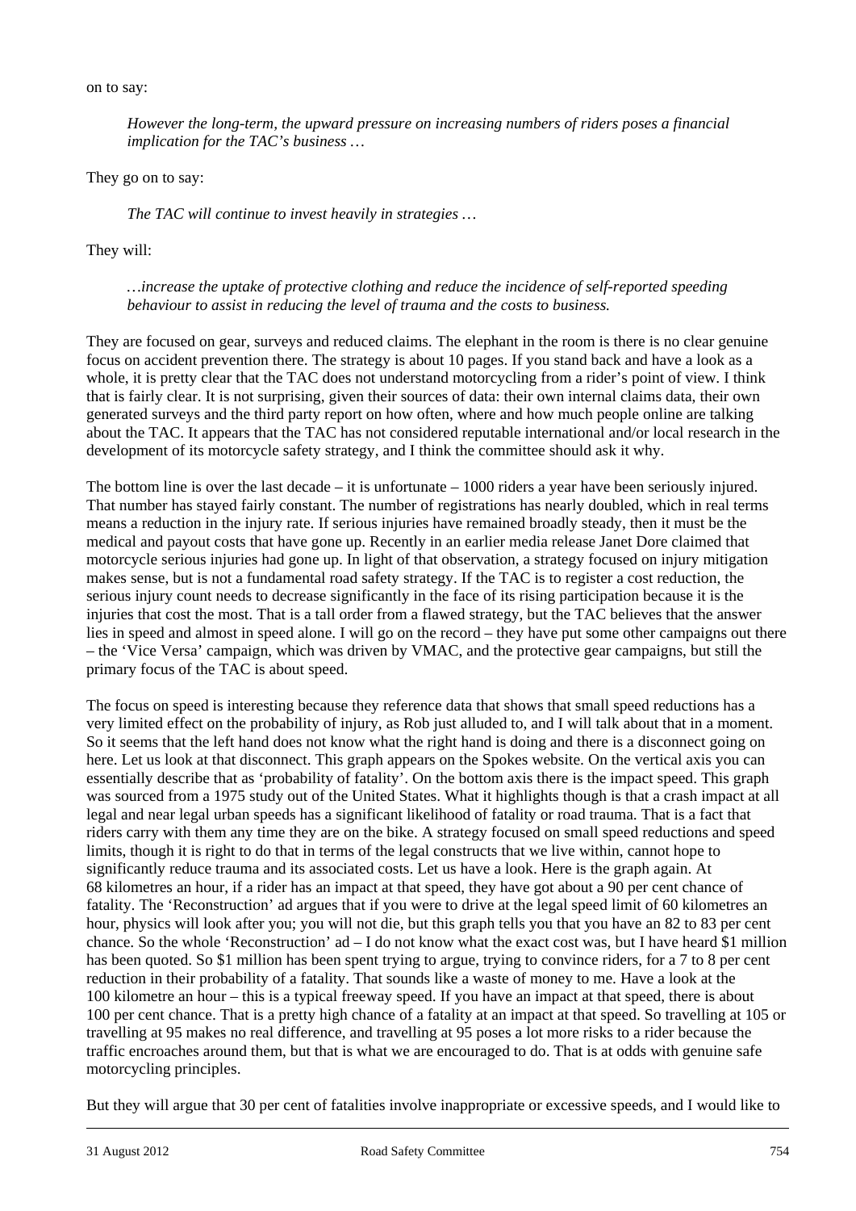on to say:

> *However the long-term, the upward pressure on increasing numbers of riders poses a financial implication for the TAC's business …*

They go on to say:

> *The TAC will continue to invest heavily in strategies …*

They will:

> *…increase the uptake of protective clothing and reduce the incidence of self-reported speeding behaviour to assist in reducing the level of trauma and the costs to business.*

They are focused on gear, surveys and reduced claims. The elephant in the room is there is no clear genuine focus on accident prevention there. The strategy is about 10 pages. If you stand back and have a look as a whole, it is pretty clear that the TAC does not understand motorcycling from a rider's point of view. I think that is fairly clear. It is not surprising, given their sources of data: their own internal claims data, their own generated surveys and the third party report on how often, where and how much people online are talking about the TAC. It appears that the TAC has not considered reputable international and/or local research in the development of its motorcycle safety strategy, and I think the committee should ask it why.

The bottom line is over the last decade – it is unfortunate – 1000 riders a year have been seriously injured. That number has stayed fairly constant. The number of registrations has nearly doubled, which in real terms means a reduction in the injury rate. If serious injuries have remained broadly steady, then it must be the medical and payout costs that have gone up. Recently in an earlier media release Janet Dore claimed that motorcycle serious injuries had gone up. In light of that observation, a strategy focused on injury mitigation makes sense, but is not a fundamental road safety strategy. If the TAC is to register a cost reduction, the serious injury count needs to decrease significantly in the face of its rising participation because it is the injuries that cost the most. That is a tall order from a flawed strategy, but the TAC believes that the answer lies in speed and almost in speed alone. I will go on the record – they have put some other campaigns out there – the 'Vice Versa' campaign, which was driven by VMAC, and the protective gear campaigns, but still the primary focus of the TAC is about speed.

The focus on speed is interesting because they reference data that shows that small speed reductions has a very limited effect on the probability of injury, as Rob just alluded to, and I will talk about that in a moment. So it seems that the left hand does not know what the right hand is doing and there is a disconnect going on here. Let us look at that disconnect. This graph appears on the Spokes website. On the vertical axis you can essentially describe that as 'probability of fatality'. On the bottom axis there is the impact speed. This graph was sourced from a 1975 study out of the United States. What it highlights though is that a crash impact at all legal and near legal urban speeds has a significant likelihood of fatality or road trauma. That is a fact that riders carry with them any time they are on the bike. A strategy focused on small speed reductions and speed limits, though it is right to do that in terms of the legal constructs that we live within, cannot hope to significantly reduce trauma and its associated costs. Let us have a look. Here is the graph again. At 68 kilometres an hour, if a rider has an impact at that speed, they have got about a 90 per cent chance of fatality. The 'Reconstruction' ad argues that if you were to drive at the legal speed limit of 60 kilometres an hour, physics will look after you; you will not die, but this graph tells you that you have an 82 to 83 per cent chance. So the whole 'Reconstruction' ad – I do not know what the exact cost was, but I have heard $1 million has been quoted. So $1 million has been spent trying to argue, trying to convince riders, for a 7 to 8 per cent reduction in their probability of a fatality. That sounds like a waste of money to me. Have a look at the 100 kilometre an hour – this is a typical freeway speed. If you have an impact at that speed, there is about 100 per cent chance. That is a pretty high chance of a fatality at an impact at that speed. So travelling at 105 or travelling at 95 makes no real difference, and travelling at 95 poses a lot more risks to a rider because the traffic encroaches around them, but that is what we are encouraged to do. That is at odds with genuine safe motorcycling principles.

But they will argue that 30 per cent of fatalities involve inappropriate or excessive speeds, and I would like to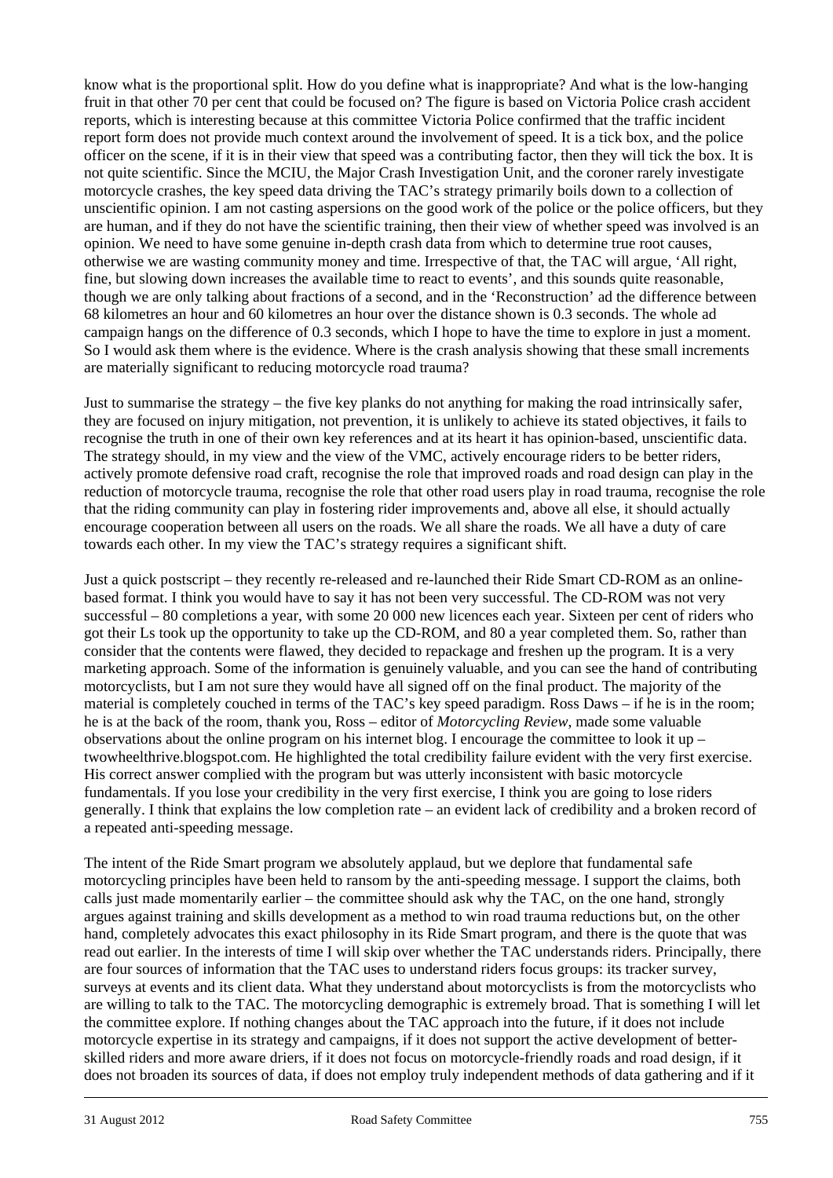know what is the proportional split. How do you define what is inappropriate? And what is the low-hanging fruit in that other 70 per cent that could be focused on? The figure is based on Victoria Police crash accident reports, which is interesting because at this committee Victoria Police confirmed that the traffic incident report form does not provide much context around the involvement of speed. It is a tick box, and the police officer on the scene, if it is in their view that speed was a contributing factor, then they will tick the box. It is not quite scientific. Since the MCIU, the Major Crash Investigation Unit, and the coroner rarely investigate motorcycle crashes, the key speed data driving the TAC's strategy primarily boils down to a collection of unscientific opinion. I am not casting aspersions on the good work of the police or the police officers, but they are human, and if they do not have the scientific training, then their view of whether speed was involved is an opinion. We need to have some genuine in-depth crash data from which to determine true root causes, otherwise we are wasting community money and time. Irrespective of that, the TAC will argue, 'All right, fine, but slowing down increases the available time to react to events', and this sounds quite reasonable, though we are only talking about fractions of a second, and in the 'Reconstruction' ad the difference between 68 kilometres an hour and 60 kilometres an hour over the distance shown is 0.3 seconds. The whole ad campaign hangs on the difference of 0.3 seconds, which I hope to have the time to explore in just a moment. So I would ask them where is the evidence. Where is the crash analysis showing that these small increments are materially significant to reducing motorcycle road trauma?

Just to summarise the strategy – the five key planks do not anything for making the road intrinsically safer, they are focused on injury mitigation, not prevention, it is unlikely to achieve its stated objectives, it fails to recognise the truth in one of their own key references and at its heart it has opinion-based, unscientific data. The strategy should, in my view and the view of the VMC, actively encourage riders to be better riders, actively promote defensive road craft, recognise the role that improved roads and road design can play in the reduction of motorcycle trauma, recognise the role that other road users play in road trauma, recognise the role that the riding community can play in fostering rider improvements and, above all else, it should actually encourage cooperation between all users on the roads. We all share the roads. We all have a duty of care towards each other. In my view the TAC's strategy requires a significant shift.

Just a quick postscript – they recently re-released and re-launched their Ride Smart CD-ROM as an online-based format. I think you would have to say it has not been very successful. The CD-ROM was not very successful – 80 completions a year, with some 20 000 new licences each year. Sixteen per cent of riders who got their Ls took up the opportunity to take up the CD-ROM, and 80 a year completed them. So, rather than consider that the contents were flawed, they decided to repackage and freshen up the program. It is a very marketing approach. Some of the information is genuinely valuable, and you can see the hand of contributing motorcyclists, but I am not sure they would have all signed off on the final product. The majority of the material is completely couched in terms of the TAC's key speed paradigm. Ross Daws – if he is in the room; he is at the back of the room, thank you, Ross – editor of *Motorcycling Review*, made some valuable observations about the online program on his internet blog. I encourage the committee to look it up – twowheelthrive.blogspot.com. He highlighted the total credibility failure evident with the very first exercise. His correct answer complied with the program but was utterly inconsistent with basic motorcycle fundamentals. If you lose your credibility in the very first exercise, I think you are going to lose riders generally. I think that explains the low completion rate – an evident lack of credibility and a broken record of a repeated anti-speeding message.

The intent of the Ride Smart program we absolutely applaud, but we deplore that fundamental safe motorcycling principles have been held to ransom by the anti-speeding message. I support the claims, both calls just made momentarily earlier – the committee should ask why the TAC, on the one hand, strongly argues against training and skills development as a method to win road trauma reductions but, on the other hand, completely advocates this exact philosophy in its Ride Smart program, and there is the quote that was read out earlier. In the interests of time I will skip over whether the TAC understands riders. Principally, there are four sources of information that the TAC uses to understand riders focus groups: its tracker survey, surveys at events and its client data. What they understand about motorcyclists is from the motorcyclists who are willing to talk to the TAC. The motorcycling demographic is extremely broad. That is something I will let the committee explore. If nothing changes about the TAC approach into the future, if it does not include motorcycle expertise in its strategy and campaigns, if it does not support the active development of better-skilled riders and more aware driers, if it does not focus on motorcycle-friendly roads and road design, if it does not broaden its sources of data, if does not employ truly independent methods of data gathering and if it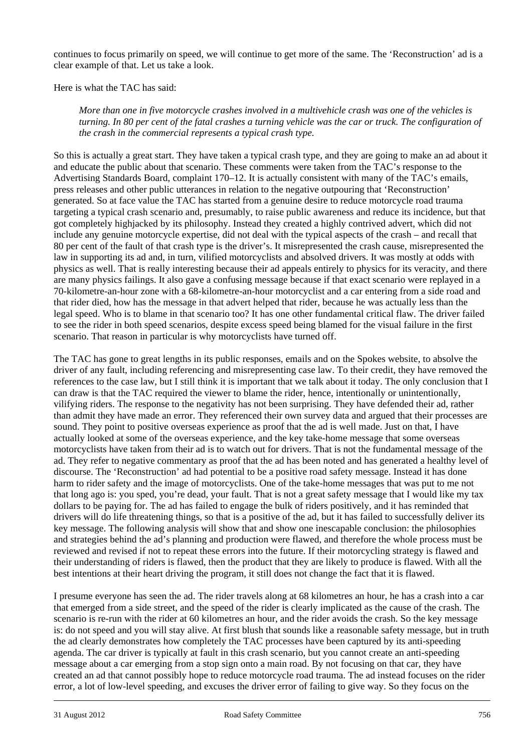continues to focus primarily on speed, we will continue to get more of the same. The 'Reconstruction' ad is a clear example of that. Let us take a look.

Here is what the TAC has said:

> *More than one in five motorcycle crashes involved in a multivehicle crash was one of the vehicles is turning. In 80 per cent of the fatal crashes a turning vehicle was the car or truck. The configuration of the crash in the commercial represents a typical crash type.*

So this is actually a great start. They have taken a typical crash type, and they are going to make an ad about it and educate the public about that scenario. These comments were taken from the TAC's response to the Advertising Standards Board, complaint 170–12. It is actually consistent with many of the TAC's emails, press releases and other public utterances in relation to the negative outpouring that 'Reconstruction' generated. So at face value the TAC has started from a genuine desire to reduce motorcycle road trauma targeting a typical crash scenario and, presumably, to raise public awareness and reduce its incidence, but that got completely highjacked by its philosophy. Instead they created a highly contrived advert, which did not include any genuine motorcycle expertise, did not deal with the typical aspects of the crash – and recall that 80 per cent of the fault of that crash type is the driver's. It misrepresented the crash cause, misrepresented the law in supporting its ad and, in turn, vilified motorcyclists and absolved drivers. It was mostly at odds with physics as well. That is really interesting because their ad appeals entirely to physics for its veracity, and there are many physics failings. It also gave a confusing message because if that exact scenario were replayed in a 70-kilometre-an-hour zone with a 68-kilometre-an-hour motorcyclist and a car entering from a side road and that rider died, how has the message in that advert helped that rider, because he was actually less than the legal speed. Who is to blame in that scenario too? It has one other fundamental critical flaw. The driver failed to see the rider in both speed scenarios, despite excess speed being blamed for the visual failure in the first scenario. That reason in particular is why motorcyclists have turned off.

The TAC has gone to great lengths in its public responses, emails and on the Spokes website, to absolve the driver of any fault, including referencing and misrepresenting case law. To their credit, they have removed the references to the case law, but I still think it is important that we talk about it today. The only conclusion that I can draw is that the TAC required the viewer to blame the rider, hence, intentionally or unintentionally, vilifying riders. The response to the negativity has not been surprising. They have defended their ad, rather than admit they have made an error. They referenced their own survey data and argued that their processes are sound. They point to positive overseas experience as proof that the ad is well made. Just on that, I have actually looked at some of the overseas experience, and the key take-home message that some overseas motorcyclists have taken from their ad is to watch out for drivers. That is not the fundamental message of the ad. They refer to negative commentary as proof that the ad has been noted and has generated a healthy level of discourse. The 'Reconstruction' ad had potential to be a positive road safety message. Instead it has done harm to rider safety and the image of motorcyclists. One of the take-home messages that was put to me not that long ago is: you sped, you're dead, your fault. That is not a great safety message that I would like my tax dollars to be paying for. The ad has failed to engage the bulk of riders positively, and it has reminded that drivers will do life threatening things, so that is a positive of the ad, but it has failed to successfully deliver its key message. The following analysis will show that and show one inescapable conclusion: the philosophies and strategies behind the ad's planning and production were flawed, and therefore the whole process must be reviewed and revised if not to repeat these errors into the future. If their motorcycling strategy is flawed and their understanding of riders is flawed, then the product that they are likely to produce is flawed. With all the best intentions at their heart driving the program, it still does not change the fact that it is flawed.

I presume everyone has seen the ad. The rider travels along at 68 kilometres an hour, he has a crash into a car that emerged from a side street, and the speed of the rider is clearly implicated as the cause of the crash. The scenario is re-run with the rider at 60 kilometres an hour, and the rider avoids the crash. So the key message is: do not speed and you will stay alive. At first blush that sounds like a reasonable safety message, but in truth the ad clearly demonstrates how completely the TAC processes have been captured by its anti-speeding agenda. The car driver is typically at fault in this crash scenario, but you cannot create an anti-speeding message about a car emerging from a stop sign onto a main road. By not focusing on that car, they have created an ad that cannot possibly hope to reduce motorcycle road trauma. The ad instead focuses on the rider error, a lot of low-level speeding, and excuses the driver error of failing to give way. So they focus on the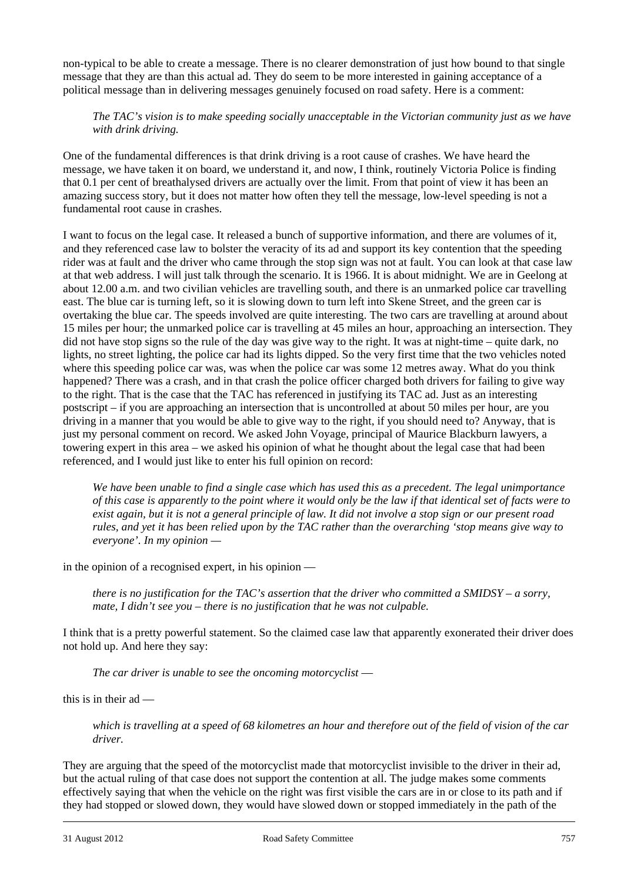non-typical to be able to create a message. There is no clearer demonstration of just how bound to that single message that they are than this actual ad. They do seem to be more interested in gaining acceptance of a political message than in delivering messages genuinely focused on road safety. Here is a comment:

> *The TAC's vision is to make speeding socially unacceptable in the Victorian community just as we have with drink driving.*

One of the fundamental differences is that drink driving is a root cause of crashes. We have heard the message, we have taken it on board, we understand it, and now, I think, routinely Victoria Police is finding that 0.1 per cent of breathalysed drivers are actually over the limit. From that point of view it has been an amazing success story, but it does not matter how often they tell the message, low-level speeding is not a fundamental root cause in crashes.

I want to focus on the legal case. It released a bunch of supportive information, and there are volumes of it, and they referenced case law to bolster the veracity of its ad and support its key contention that the speeding rider was at fault and the driver who came through the stop sign was not at fault. You can look at that case law at that web address. I will just talk through the scenario. It is 1966. It is about midnight. We are in Geelong at about 12.00 a.m. and two civilian vehicles are travelling south, and there is an unmarked police car travelling east. The blue car is turning left, so it is slowing down to turn left into Skene Street, and the green car is overtaking the blue car. The speeds involved are quite interesting. The two cars are travelling at around about 15 miles per hour; the unmarked police car is travelling at 45 miles an hour, approaching an intersection. They did not have stop signs so the rule of the day was give way to the right. It was at night-time – quite dark, no lights, no street lighting, the police car had its lights dipped. So the very first time that the two vehicles noted where this speeding police car was, was when the police car was some 12 metres away. What do you think happened? There was a crash, and in that crash the police officer charged both drivers for failing to give way to the right. That is the case that the TAC has referenced in justifying its TAC ad. Just as an interesting postscript – if you are approaching an intersection that is uncontrolled at about 50 miles per hour, are you driving in a manner that you would be able to give way to the right, if you should need to? Anyway, that is just my personal comment on record. We asked John Voyage, principal of Maurice Blackburn lawyers, a towering expert in this area – we asked his opinion of what he thought about the legal case that had been referenced, and I would just like to enter his full opinion on record:

> *We have been unable to find a single case which has used this as a precedent. The legal unimportance of this case is apparently to the point where it would only be the law if that identical set of facts were to exist again, but it is not a general principle of law. It did not involve a stop sign or our present road rules, and yet it has been relied upon by the TAC rather than the overarching 'stop means give way to everyone'. In my opinion —*

in the opinion of a recognised expert, in his opinion —

> *there is no justification for the TAC's assertion that the driver who committed a SMIDSY – a sorry, mate, I didn't see you – there is no justification that he was not culpable.*

I think that is a pretty powerful statement. So the claimed case law that apparently exonerated their driver does not hold up. And here they say:

> *The car driver is unable to see the oncoming motorcyclist —*

this is in their ad —

> *which is travelling at a speed of 68 kilometres an hour and therefore out of the field of vision of the car driver.*

They are arguing that the speed of the motorcyclist made that motorcyclist invisible to the driver in their ad, but the actual ruling of that case does not support the contention at all. The judge makes some comments effectively saying that when the vehicle on the right was first visible the cars are in or close to its path and if they had stopped or slowed down, they would have slowed down or stopped immediately in the path of the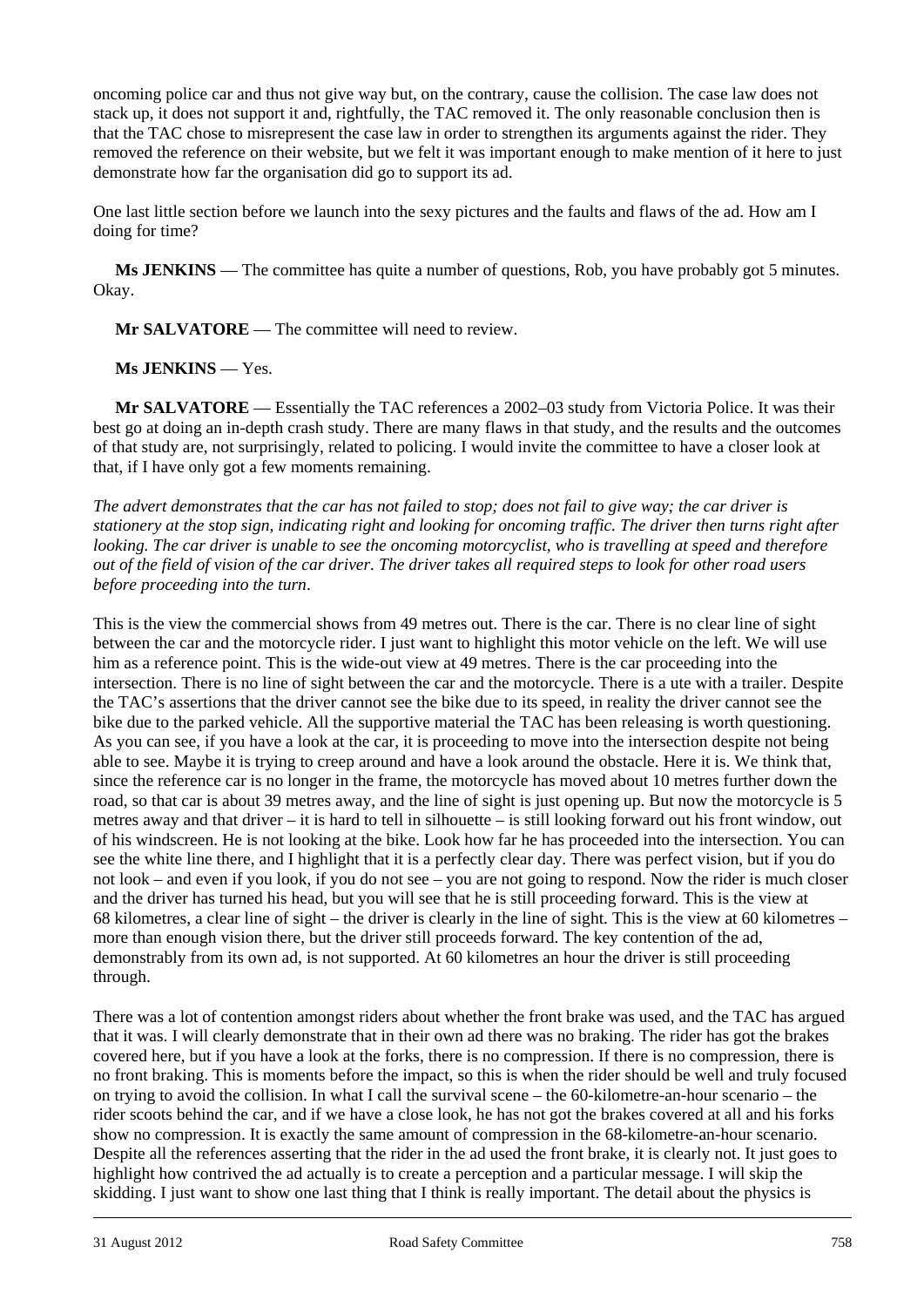oncoming police car and thus not give way but, on the contrary, cause the collision. The case law does not stack up, it does not support it and, rightfully, the TAC removed it. The only reasonable conclusion then is that the TAC chose to misrepresent the case law in order to strengthen its arguments against the rider. They removed the reference on their website, but we felt it was important enough to make mention of it here to just demonstrate how far the organisation did go to support its ad.

One last little section before we launch into the sexy pictures and the faults and flaws of the ad. How am I doing for time?

**Ms JENKINS** — The committee has quite a number of questions, Rob, you have probably got 5 minutes. Okay.

**Mr SALVATORE** — The committee will need to review.

**Ms JENKINS** — Yes.

**Mr SALVATORE** — Essentially the TAC references a 2002–03 study from Victoria Police. It was their best go at doing an in-depth crash study. There are many flaws in that study, and the results and the outcomes of that study are, not surprisingly, related to policing. I would invite the committee to have a closer look at that, if I have only got a few moments remaining.

*The advert demonstrates that the car has not failed to stop; does not fail to give way; the car driver is stationery at the stop sign, indicating right and looking for oncoming traffic. The driver then turns right after looking. The car driver is unable to see the oncoming motorcyclist, who is travelling at speed and therefore out of the field of vision of the car driver. The driver takes all required steps to look for other road users before proceeding into the turn.*

This is the view the commercial shows from 49 metres out. There is the car. There is no clear line of sight between the car and the motorcycle rider. I just want to highlight this motor vehicle on the left. We will use him as a reference point. This is the wide-out view at 49 metres. There is the car proceeding into the intersection. There is no line of sight between the car and the motorcycle. There is a ute with a trailer. Despite the TAC's assertions that the driver cannot see the bike due to its speed, in reality the driver cannot see the bike due to the parked vehicle. All the supportive material the TAC has been releasing is worth questioning. As you can see, if you have a look at the car, it is proceeding to move into the intersection despite not being able to see. Maybe it is trying to creep around and have a look around the obstacle. Here it is. We think that, since the reference car is no longer in the frame, the motorcycle has moved about 10 metres further down the road, so that car is about 39 metres away, and the line of sight is just opening up. But now the motorcycle is 5 metres away and that driver – it is hard to tell in silhouette – is still looking forward out his front window, out of his windscreen. He is not looking at the bike. Look how far he has proceeded into the intersection. You can see the white line there, and I highlight that it is a perfectly clear day. There was perfect vision, but if you do not look – and even if you look, if you do not see – you are not going to respond. Now the rider is much closer and the driver has turned his head, but you will see that he is still proceeding forward. This is the view at 68 kilometres, a clear line of sight – the driver is clearly in the line of sight. This is the view at 60 kilometres – more than enough vision there, but the driver still proceeds forward. The key contention of the ad, demonstrably from its own ad, is not supported. At 60 kilometres an hour the driver is still proceeding through.

There was a lot of contention amongst riders about whether the front brake was used, and the TAC has argued that it was. I will clearly demonstrate that in their own ad there was no braking. The rider has got the brakes covered here, but if you have a look at the forks, there is no compression. If there is no compression, there is no front braking. This is moments before the impact, so this is when the rider should be well and truly focused on trying to avoid the collision. In what I call the survival scene – the 60-kilometre-an-hour scenario – the rider scoots behind the car, and if we have a close look, he has not got the brakes covered at all and his forks show no compression. It is exactly the same amount of compression in the 68-kilometre-an-hour scenario. Despite all the references asserting that the rider in the ad used the front brake, it is clearly not. It just goes to highlight how contrived the ad actually is to create a perception and a particular message. I will skip the skidding. I just want to show one last thing that I think is really important. The detail about the physics is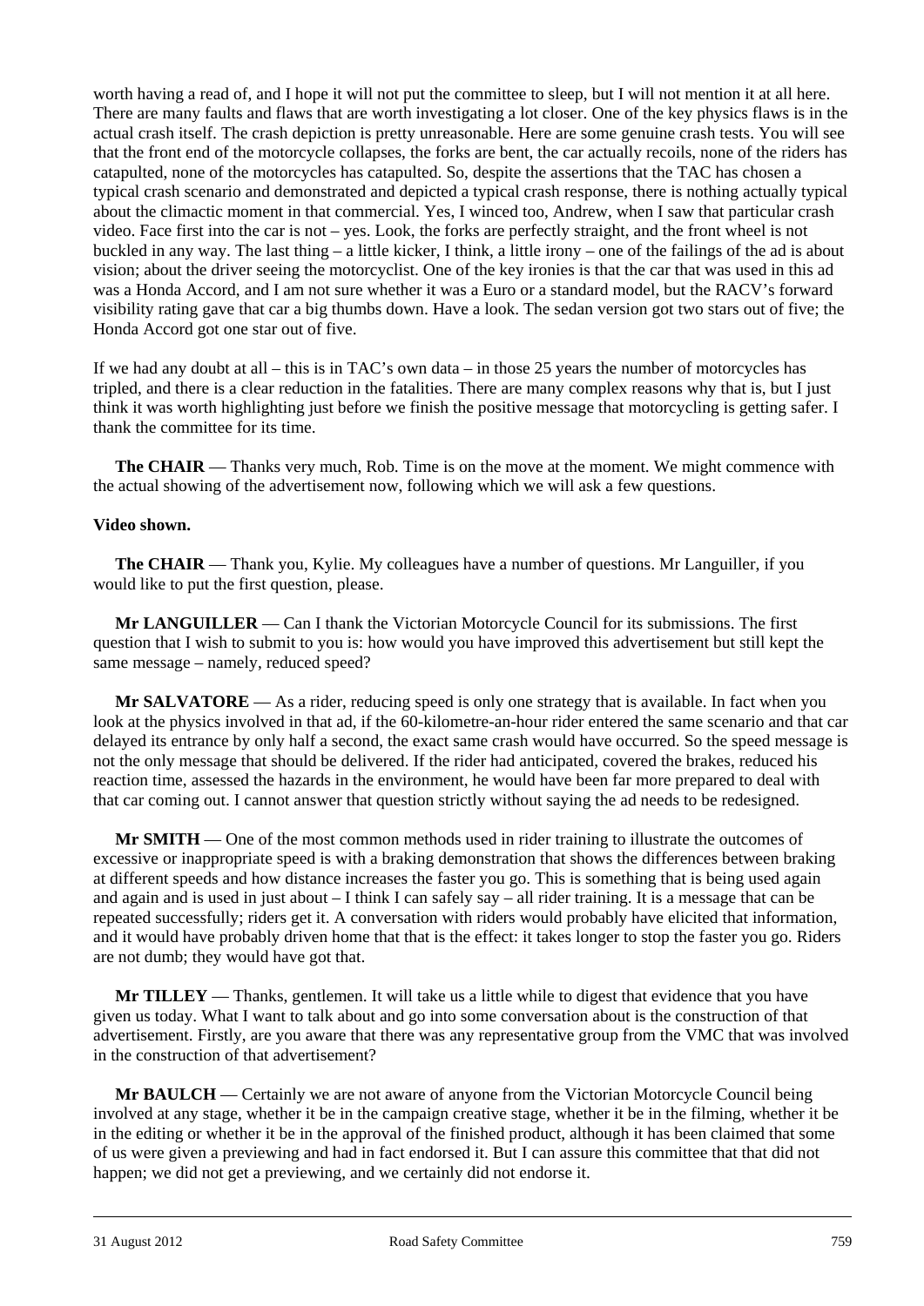worth having a read of, and I hope it will not put the committee to sleep, but I will not mention it at all here. There are many faults and flaws that are worth investigating a lot closer. One of the key physics flaws is in the actual crash itself. The crash depiction is pretty unreasonable. Here are some genuine crash tests. You will see that the front end of the motorcycle collapses, the forks are bent, the car actually recoils, none of the riders has catapulted, none of the motorcycles has catapulted. So, despite the assertions that the TAC has chosen a typical crash scenario and demonstrated and depicted a typical crash response, there is nothing actually typical about the climactic moment in that commercial. Yes, I winced too, Andrew, when I saw that particular crash video. Face first into the car is not – yes. Look, the forks are perfectly straight, and the front wheel is not buckled in any way. The last thing – a little kicker, I think, a little irony – one of the failings of the ad is about vision; about the driver seeing the motorcyclist. One of the key ironies is that the car that was used in this ad was a Honda Accord, and I am not sure whether it was a Euro or a standard model, but the RACV's forward visibility rating gave that car a big thumbs down. Have a look. The sedan version got two stars out of five; the Honda Accord got one star out of five.

If we had any doubt at all – this is in TAC's own data – in those 25 years the number of motorcycles has tripled, and there is a clear reduction in the fatalities. There are many complex reasons why that is, but I just think it was worth highlighting just before we finish the positive message that motorcycling is getting safer. I thank the committee for its time.

**The CHAIR** — Thanks very much, Rob. Time is on the move at the moment. We might commence with the actual showing of the advertisement now, following which we will ask a few questions.

**Video shown.**

**The CHAIR** — Thank you, Kylie. My colleagues have a number of questions. Mr Languiller, if you would like to put the first question, please.

**Mr LANGUILLER** — Can I thank the Victorian Motorcycle Council for its submissions. The first question that I wish to submit to you is: how would you have improved this advertisement but still kept the same message – namely, reduced speed?

**Mr SALVATORE** — As a rider, reducing speed is only one strategy that is available. In fact when you look at the physics involved in that ad, if the 60-kilometre-an-hour rider entered the same scenario and that car delayed its entrance by only half a second, the exact same crash would have occurred. So the speed message is not the only message that should be delivered. If the rider had anticipated, covered the brakes, reduced his reaction time, assessed the hazards in the environment, he would have been far more prepared to deal with that car coming out. I cannot answer that question strictly without saying the ad needs to be redesigned.

**Mr SMITH** — One of the most common methods used in rider training to illustrate the outcomes of excessive or inappropriate speed is with a braking demonstration that shows the differences between braking at different speeds and how distance increases the faster you go. This is something that is being used again and again and is used in just about – I think I can safely say – all rider training. It is a message that can be repeated successfully; riders get it. A conversation with riders would probably have elicited that information, and it would have probably driven home that that is the effect: it takes longer to stop the faster you go. Riders are not dumb; they would have got that.

**Mr TILLEY** — Thanks, gentlemen. It will take us a little while to digest that evidence that you have given us today. What I want to talk about and go into some conversation about is the construction of that advertisement. Firstly, are you aware that there was any representative group from the VMC that was involved in the construction of that advertisement?

**Mr BAULCH** — Certainly we are not aware of anyone from the Victorian Motorcycle Council being involved at any stage, whether it be in the campaign creative stage, whether it be in the filming, whether it be in the editing or whether it be in the approval of the finished product, although it has been claimed that some of us were given a previewing and had in fact endorsed it. But I can assure this committee that that did not happen; we did not get a previewing, and we certainly did not endorse it.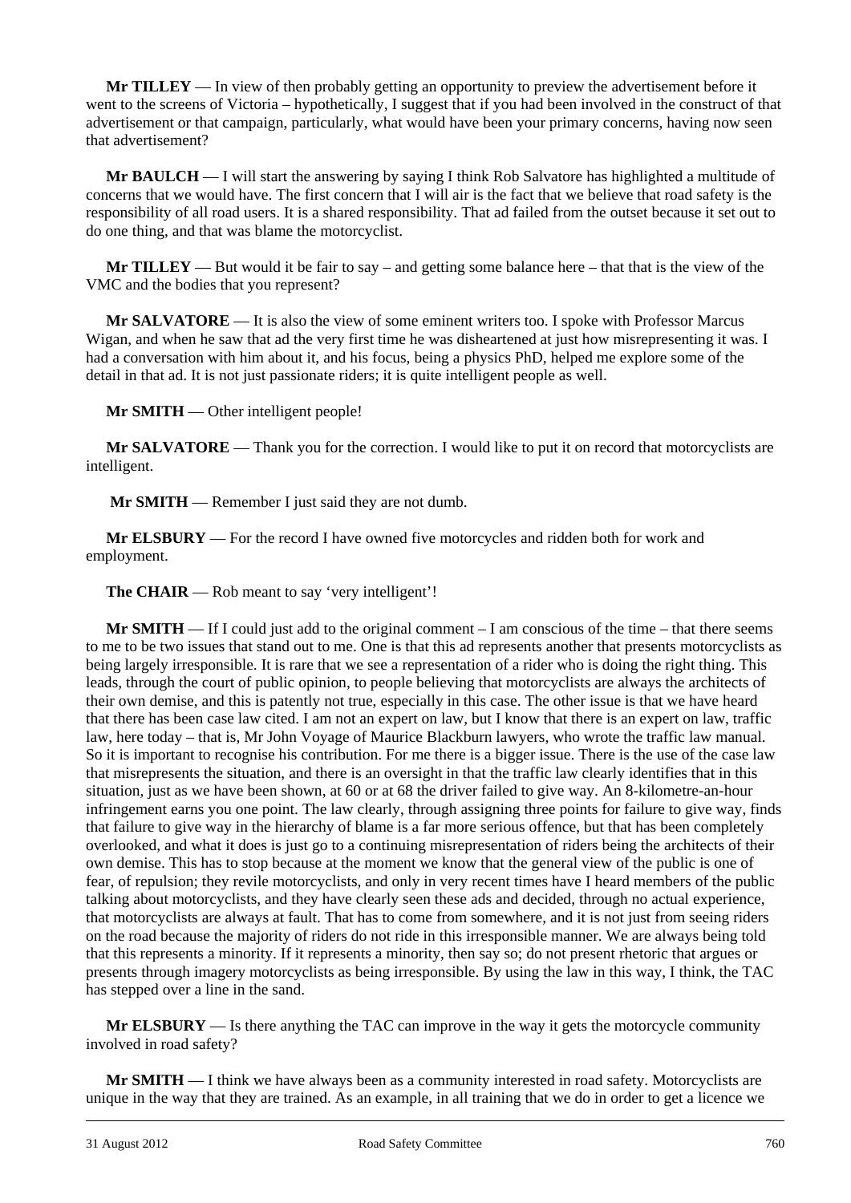**Mr TILLEY** — In view of then probably getting an opportunity to preview the advertisement before it went to the screens of Victoria – hypothetically, I suggest that if you had been involved in the construct of that advertisement or that campaign, particularly, what would have been your primary concerns, having now seen that advertisement?

**Mr BAULCH** — I will start the answering by saying I think Rob Salvatore has highlighted a multitude of concerns that we would have. The first concern that I will air is the fact that we believe that road safety is the responsibility of all road users. It is a shared responsibility. That ad failed from the outset because it set out to do one thing, and that was blame the motorcyclist.

**Mr TILLEY** — But would it be fair to say – and getting some balance here – that that is the view of the VMC and the bodies that you represent?

**Mr SALVATORE** — It is also the view of some eminent writers too. I spoke with Professor Marcus Wigan, and when he saw that ad the very first time he was disheartened at just how misrepresenting it was. I had a conversation with him about it, and his focus, being a physics PhD, helped me explore some of the detail in that ad. It is not just passionate riders; it is quite intelligent people as well.

**Mr SMITH** — Other intelligent people!

**Mr SALVATORE** — Thank you for the correction. I would like to put it on record that motorcyclists are intelligent.

**Mr SMITH** — Remember I just said they are not dumb.

**Mr ELSBURY** — For the record I have owned five motorcycles and ridden both for work and employment.

**The CHAIR** — Rob meant to say 'very intelligent'!

**Mr SMITH** — If I could just add to the original comment – I am conscious of the time – that there seems to me to be two issues that stand out to me. One is that this ad represents another that presents motorcyclists as being largely irresponsible. It is rare that we see a representation of a rider who is doing the right thing. This leads, through the court of public opinion, to people believing that motorcyclists are always the architects of their own demise, and this is patently not true, especially in this case. The other issue is that we have heard that there has been case law cited. I am not an expert on law, but I know that there is an expert on law, traffic law, here today – that is, Mr John Voyage of Maurice Blackburn lawyers, who wrote the traffic law manual. So it is important to recognise his contribution. For me there is a bigger issue. There is the use of the case law that misrepresents the situation, and there is an oversight in that the traffic law clearly identifies that in this situation, just as we have been shown, at 60 or at 68 the driver failed to give way. An 8-kilometre-an-hour infringement earns you one point. The law clearly, through assigning three points for failure to give way, finds that failure to give way in the hierarchy of blame is a far more serious offence, but that has been completely overlooked, and what it does is just go to a continuing misrepresentation of riders being the architects of their own demise. This has to stop because at the moment we know that the general view of the public is one of fear, of repulsion; they revile motorcyclists, and only in very recent times have I heard members of the public talking about motorcyclists, and they have clearly seen these ads and decided, through no actual experience, that motorcyclists are always at fault. That has to come from somewhere, and it is not just from seeing riders on the road because the majority of riders do not ride in this irresponsible manner. We are always being told that this represents a minority. If it represents a minority, then say so; do not present rhetoric that argues or presents through imagery motorcyclists as being irresponsible. By using the law in this way, I think, the TAC has stepped over a line in the sand.

**Mr ELSBURY** — Is there anything the TAC can improve in the way it gets the motorcycle community involved in road safety?

**Mr SMITH** — I think we have always been as a community interested in road safety. Motorcyclists are unique in the way that they are trained. As an example, in all training that we do in order to get a licence we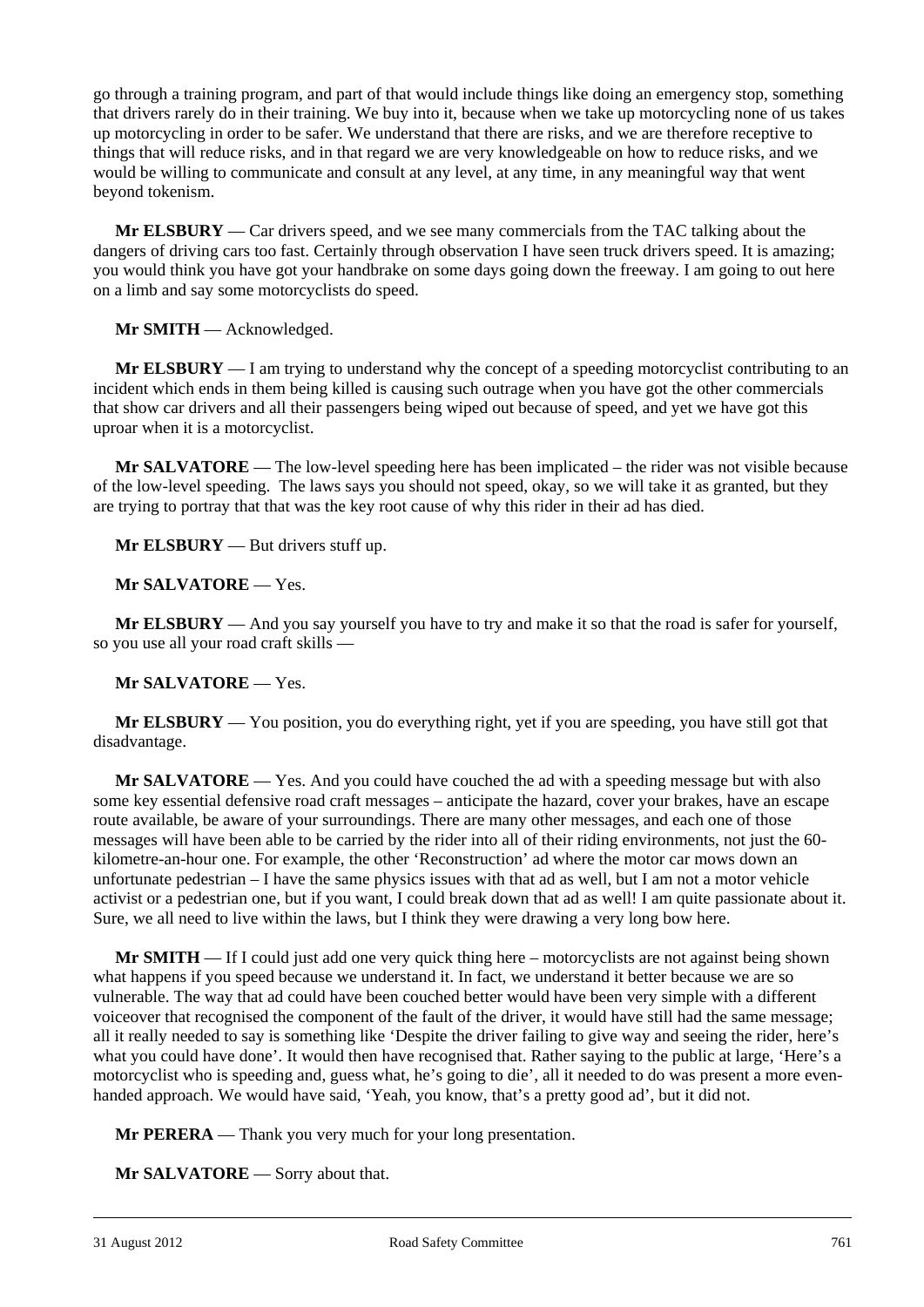go through a training program, and part of that would include things like doing an emergency stop, something that drivers rarely do in their training. We buy into it, because when we take up motorcycling none of us takes up motorcycling in order to be safer. We understand that there are risks, and we are therefore receptive to things that will reduce risks, and in that regard we are very knowledgeable on how to reduce risks, and we would be willing to communicate and consult at any level, at any time, in any meaningful way that went beyond tokenism.

**Mr ELSBURY** — Car drivers speed, and we see many commercials from the TAC talking about the dangers of driving cars too fast. Certainly through observation I have seen truck drivers speed. It is amazing; you would think you have got your handbrake on some days going down the freeway. I am going to out here on a limb and say some motorcyclists do speed.

**Mr SMITH** — Acknowledged.

**Mr ELSBURY** — I am trying to understand why the concept of a speeding motorcyclist contributing to an incident which ends in them being killed is causing such outrage when you have got the other commercials that show car drivers and all their passengers being wiped out because of speed, and yet we have got this uproar when it is a motorcyclist.

**Mr SALVATORE** — The low-level speeding here has been implicated – the rider was not visible because of the low-level speeding. The laws says you should not speed, okay, so we will take it as granted, but they are trying to portray that that was the key root cause of why this rider in their ad has died.

**Mr ELSBURY** — But drivers stuff up.

**Mr SALVATORE** — Yes.

**Mr ELSBURY** — And you say yourself you have to try and make it so that the road is safer for yourself, so you use all your road craft skills —

**Mr SALVATORE** — Yes.

**Mr ELSBURY** — You position, you do everything right, yet if you are speeding, you have still got that disadvantage.

**Mr SALVATORE** — Yes. And you could have couched the ad with a speeding message but with also some key essential defensive road craft messages – anticipate the hazard, cover your brakes, have an escape route available, be aware of your surroundings. There are many other messages, and each one of those messages will have been able to be carried by the rider into all of their riding environments, not just the 60-kilometre-an-hour one. For example, the other 'Reconstruction' ad where the motor car mows down an unfortunate pedestrian – I have the same physics issues with that ad as well, but I am not a motor vehicle activist or a pedestrian one, but if you want, I could break down that ad as well! I am quite passionate about it. Sure, we all need to live within the laws, but I think they were drawing a very long bow here.

**Mr SMITH** — If I could just add one very quick thing here – motorcyclists are not against being shown what happens if you speed because we understand it. In fact, we understand it better because we are so vulnerable. The way that ad could have been couched better would have been very simple with a different voiceover that recognised the component of the fault of the driver, it would have still had the same message; all it really needed to say is something like 'Despite the driver failing to give way and seeing the rider, here's what you could have done'. It would then have recognised that. Rather saying to the public at large, 'Here's a motorcyclist who is speeding and, guess what, he's going to die', all it needed to do was present a more even-handed approach. We would have said, 'Yeah, you know, that's a pretty good ad', but it did not.

**Mr PERERA** — Thank you very much for your long presentation.

**Mr SALVATORE** — Sorry about that.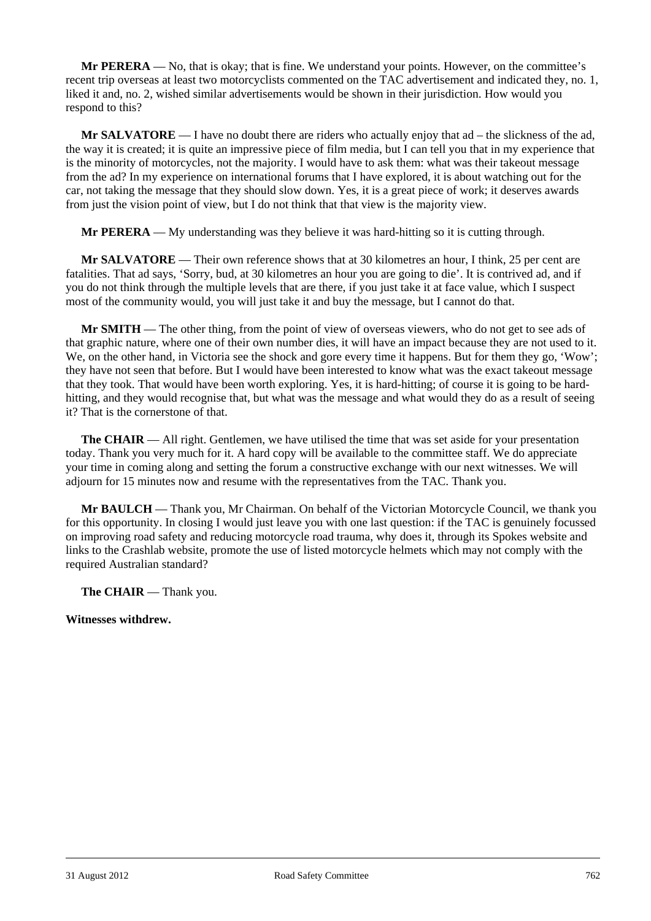**Mr PERERA** — No, that is okay; that is fine. We understand your points. However, on the committee's recent trip overseas at least two motorcyclists commented on the TAC advertisement and indicated they, no. 1, liked it and, no. 2, wished similar advertisements would be shown in their jurisdiction. How would you respond to this?

**Mr SALVATORE** — I have no doubt there are riders who actually enjoy that ad – the slickness of the ad, the way it is created; it is quite an impressive piece of film media, but I can tell you that in my experience that is the minority of motorcycles, not the majority. I would have to ask them: what was their takeout message from the ad? In my experience on international forums that I have explored, it is about watching out for the car, not taking the message that they should slow down. Yes, it is a great piece of work; it deserves awards from just the vision point of view, but I do not think that that view is the majority view.

**Mr PERERA** — My understanding was they believe it was hard-hitting so it is cutting through.

**Mr SALVATORE** — Their own reference shows that at 30 kilometres an hour, I think, 25 per cent are fatalities. That ad says, 'Sorry, bud, at 30 kilometres an hour you are going to die'. It is contrived ad, and if you do not think through the multiple levels that are there, if you just take it at face value, which I suspect most of the community would, you will just take it and buy the message, but I cannot do that.

**Mr SMITH** — The other thing, from the point of view of overseas viewers, who do not get to see ads of that graphic nature, where one of their own number dies, it will have an impact because they are not used to it. We, on the other hand, in Victoria see the shock and gore every time it happens. But for them they go, 'Wow'; they have not seen that before. But I would have been interested to know what was the exact takeout message that they took. That would have been worth exploring. Yes, it is hard-hitting; of course it is going to be hard-hitting, and they would recognise that, but what was the message and what would they do as a result of seeing it? That is the cornerstone of that.

**The CHAIR** — All right. Gentlemen, we have utilised the time that was set aside for your presentation today. Thank you very much for it. A hard copy will be available to the committee staff. We do appreciate your time in coming along and setting the forum a constructive exchange with our next witnesses. We will adjourn for 15 minutes now and resume with the representatives from the TAC. Thank you.

**Mr BAULCH** — Thank you, Mr Chairman. On behalf of the Victorian Motorcycle Council, we thank you for this opportunity. In closing I would just leave you with one last question: if the TAC is genuinely focussed on improving road safety and reducing motorcycle road trauma, why does it, through its Spokes website and links to the Crashlab website, promote the use of listed motorcycle helmets which may not comply with the required Australian standard?

**The CHAIR** — Thank you.

**Witnesses withdrew.**